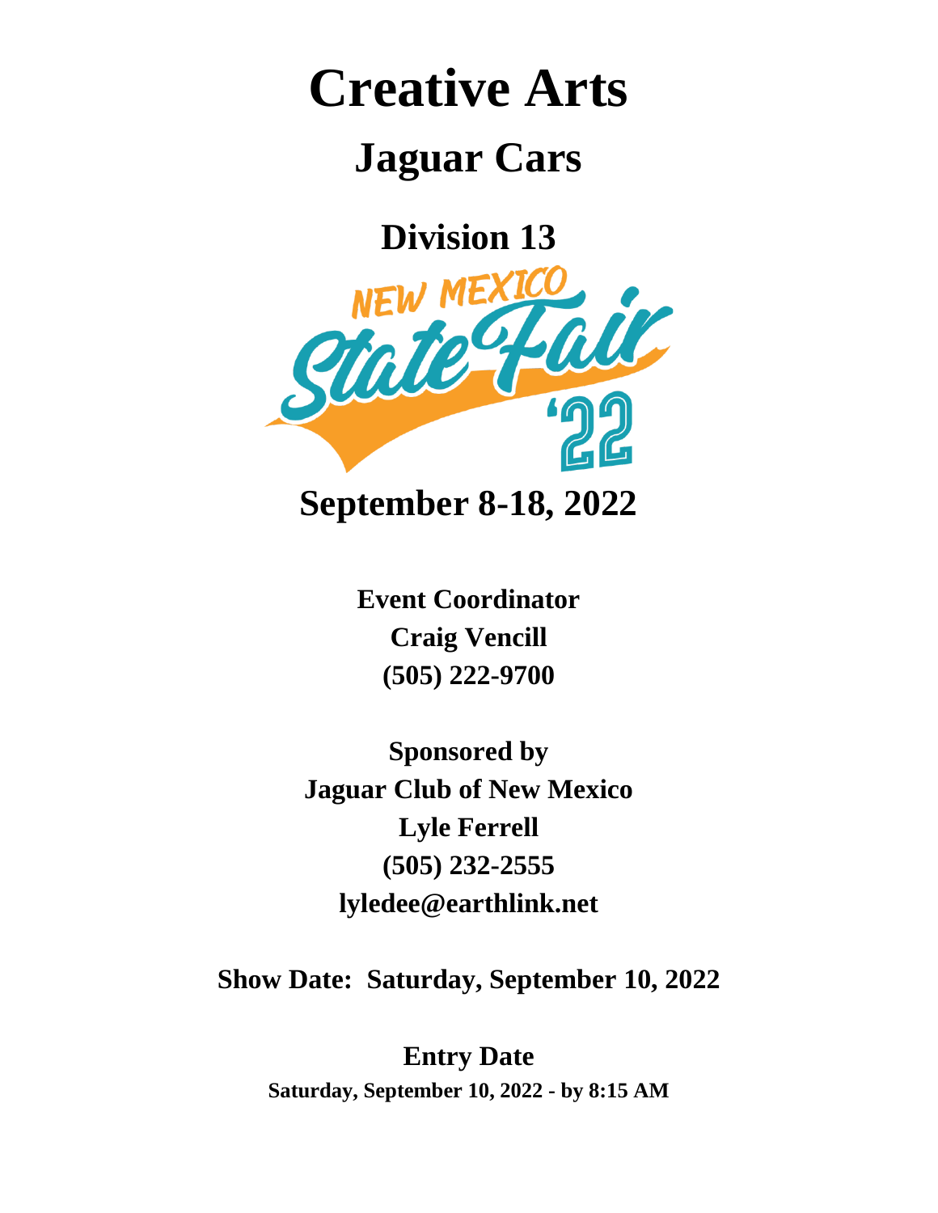# Creative Arts

## Jaguar Cars

## Division 13

NEW MEXICO State Fair '22

## September 8-18, 2022

**Event Coordinator**
**Craig Vencill**
**(505) 222-9700**

**Sponsored by**
**Jaguar Club of New Mexico**
**Lyle Ferrell**
**(505) 232-2555**
**lyledee@earthlink.net**

**Show Date: Saturday, September 10, 2022**

**Entry Date**
**Saturday, September 10, 2022 - by 8:15 AM**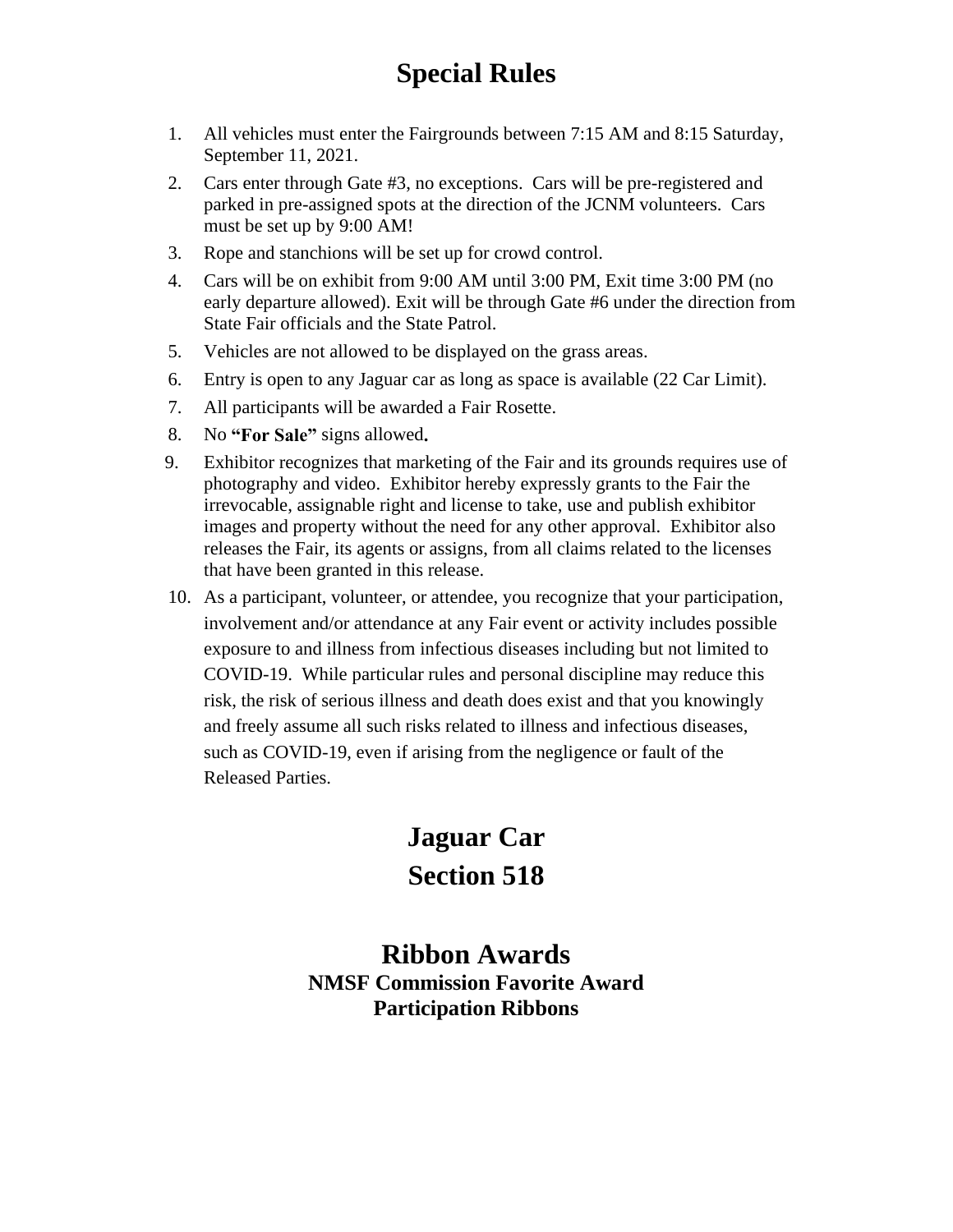# Special Rules

1. All vehicles must enter the Fairgrounds between 7:15 AM and 8:15 Saturday, September 11, 2021.
2. Cars enter through Gate #3, no exceptions. Cars will be pre-registered and parked in pre-assigned spots at the direction of the JCNM volunteers. Cars must be set up by 9:00 AM!
3. Rope and stanchions will be set up for crowd control.
4. Cars will be on exhibit from 9:00 AM until 3:00 PM, Exit time 3:00 PM (no early departure allowed). Exit will be through Gate #6 under the direction from State Fair officials and the State Patrol.
5. Vehicles are not allowed to be displayed on the grass areas.
6. Entry is open to any Jaguar car as long as space is available (22 Car Limit).
7. All participants will be awarded a Fair Rosette.
8. No **"For Sale"** signs allowed**.**
9. Exhibitor recognizes that marketing of the Fair and its grounds requires use of photography and video. Exhibitor hereby expressly grants to the Fair the irrevocable, assignable right and license to take, use and publish exhibitor images and property without the need for any other approval. Exhibitor also releases the Fair, its agents or assigns, from all claims related to the licenses that have been granted in this release.
10. As a participant, volunteer, or attendee, you recognize that your participation, involvement and/or attendance at any Fair event or activity includes possible exposure to and illness from infectious diseases including but not limited to COVID-19. While particular rules and personal discipline may reduce this risk, the risk of serious illness and death does exist and that you knowingly and freely assume all such risks related to illness and infectious diseases, such as COVID-19, even if arising from the negligence or fault of the Released Parties.

# Jaguar Car
# Section 518

## Ribbon Awards
**NMSF Commission Favorite Award**
**Participation Ribbons**